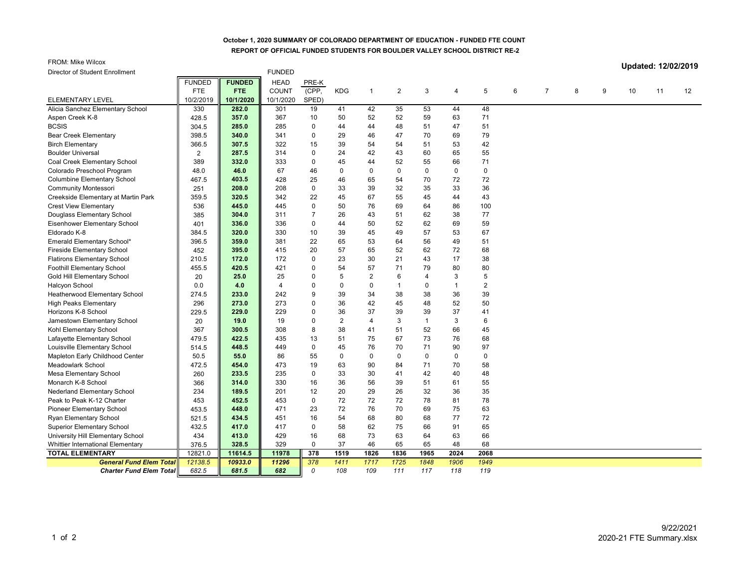**October 1, 2020 SUMMARY OF COLORADO DEPARTMENT OF EDUCATION - FUNDED FTE COUNT**

**REPORT OF OFFICIAL FUNDED STUDENTS FOR BOULDER VALLEY SCHOOL DISTRICT RE-2**

FROM: Mike Wilcox

Director of Student Enrollment

**Updated: 12/02/2019**

| ELEMENTARY LEVEL | FUNDED FTE 10/2/2019 | FUNDED FTE 10/1/2020 | FUNDED HEAD COUNT 10/1/2020 | PRE-K (CPP, SPED) | KDG | 1 | 2 | 3 | 4 | 5 | 6 | 7 | 8 | 9 | 10 | 11 | 12 |
|---|---|---|---|---|---|---|---|---|---|---|---|---|---|---|---|---|---|
| Alicia Sanchez Elementary School | 330 | **282.0** | 301 | 19 | 41 | 42 | 35 | 53 | 44 | 48 | | | | | | | |
| Aspen Creek K-8 | 428.5 | **357.0** | 367 | 10 | 50 | 52 | 52 | 59 | 63 | 71 | | | | | | | |
| BCSIS | 304.5 | **285.0** | 285 | 0 | 44 | 44 | 48 | 51 | 47 | 51 | | | | | | | |
| Bear Creek Elementary | 398.5 | **340.0** | 341 | 0 | 29 | 46 | 47 | 70 | 69 | 79 | | | | | | | |
| Birch Elementary | 366.5 | **307.5** | 322 | 15 | 39 | 54 | 54 | 51 | 53 | 42 | | | | | | | |
| Boulder Universal | 2 | **287.5** | 314 | 0 | 24 | 42 | 43 | 60 | 65 | 55 | | | | | | | |
| Coal Creek Elementary School | 389 | **332.0** | 333 | 0 | 45 | 44 | 52 | 55 | 66 | 71 | | | | | | | |
| Colorado Preschool Program | 48.0 | **46.0** | 67 | 46 | 0 | 0 | 0 | 0 | 0 | 0 | | | | | | | |
| Columbine Elementary School | 467.5 | **403.5** | 428 | 25 | 46 | 65 | 54 | 70 | 72 | 72 | | | | | | | |
| Community Montessori | 251 | **208.0** | 208 | 0 | 33 | 39 | 32 | 35 | 33 | 36 | | | | | | | |
| Creekside Elementary at Martin Park | 359.5 | **320.5** | 342 | 22 | 45 | 67 | 55 | 45 | 44 | 43 | | | | | | | |
| Crest View Elementary | 536 | **445.0** | 445 | 0 | 50 | 76 | 69 | 64 | 86 | 100 | | | | | | | |
| Douglass Elementary School | 385 | **304.0** | 311 | 7 | 26 | 43 | 51 | 62 | 38 | 77 | | | | | | | |
| Eisenhower Elementary School | 401 | **336.0** | 336 | 0 | 44 | 50 | 52 | 62 | 69 | 59 | | | | | | | |
| Eldorado K-8 | 384.5 | **320.0** | 330 | 10 | 39 | 45 | 49 | 57 | 53 | 67 | | | | | | | |
| Emerald Elementary School* | 396.5 | **359.0** | 381 | 22 | 65 | 53 | 64 | 56 | 49 | 51 | | | | | | | |
| Fireside Elementary School | 452 | **395.0** | 415 | 20 | 57 | 65 | 52 | 62 | 72 | 68 | | | | | | | |
| Flatirons Elementary School | 210.5 | **172.0** | 172 | 0 | 23 | 30 | 21 | 43 | 17 | 38 | | | | | | | |
| Foothill Elementary School | 455.5 | **420.5** | 421 | 0 | 54 | 57 | 71 | 79 | 80 | 80 | | | | | | | |
| Gold Hill Elementary School | 20 | **25.0** | 25 | 0 | 5 | 2 | 6 | 4 | 3 | 5 | | | | | | | |
| Halcyon School | 0.0 | **4.0** | 4 | 0 | 0 | 0 | 1 | 0 | 1 | 2 | | | | | | | |
| Heatherwood Elementary School | 274.5 | **233.0** | 242 | 9 | 39 | 34 | 38 | 38 | 36 | 39 | | | | | | | |
| High Peaks Elementary | 296 | **273.0** | 273 | 0 | 36 | 42 | 45 | 48 | 52 | 50 | | | | | | | |
| Horizons K-8 School | 229.5 | **229.0** | 229 | 0 | 36 | 37 | 39 | 39 | 37 | 41 | | | | | | | |
| Jamestown Elementary School | 20 | **19.0** | 19 | 0 | 2 | 4 | 3 | 1 | 3 | 6 | | | | | | | |
| Kohl Elementary School | 367 | **300.5** | 308 | 8 | 38 | 41 | 51 | 52 | 66 | 45 | | | | | | | |
| Lafayette Elementary School | 479.5 | **422.5** | 435 | 13 | 51 | 75 | 67 | 73 | 76 | 68 | | | | | | | |
| Louisville Elementary School | 514.5 | **448.5** | 449 | 0 | 45 | 76 | 70 | 71 | 90 | 97 | | | | | | | |
| Mapleton Early Childhood Center | 50.5 | **55.0** | 86 | 55 | 0 | 0 | 0 | 0 | 0 | 0 | | | | | | | |
| Meadowlark School | 472.5 | **454.0** | 473 | 19 | 63 | 90 | 84 | 71 | 70 | 58 | | | | | | | |
| Mesa Elementary School | 260 | **233.5** | 235 | 0 | 33 | 30 | 41 | 42 | 40 | 48 | | | | | | | |
| Monarch K-8 School | 366 | **314.0** | 330 | 16 | 36 | 56 | 39 | 51 | 61 | 55 | | | | | | | |
| Nederland Elementary School | 234 | **189.5** | 201 | 12 | 20 | 29 | 26 | 32 | 36 | 35 | | | | | | | |
| Peak to Peak K-12 Charter | 453 | **452.5** | 453 | 0 | 72 | 72 | 72 | 78 | 81 | 78 | | | | | | | |
| Pioneer Elementary School | 453.5 | **448.0** | 471 | 23 | 72 | 76 | 70 | 69 | 75 | 63 | | | | | | | |
| Ryan Elementary School | 521.5 | **434.5** | 451 | 16 | 54 | 68 | 80 | 68 | 77 | 72 | | | | | | | |
| Superior Elementary School | 432.5 | **417.0** | 417 | 0 | 58 | 62 | 75 | 66 | 91 | 65 | | | | | | | |
| University Hill Elementary School | 434 | **413.0** | 429 | 16 | 68 | 73 | 63 | 64 | 63 | 66 | | | | | | | |
| Whittier International Elementary | 376.5 | **328.5** | 329 | 0 | 37 | 46 | 65 | 65 | 48 | 68 | | | | | | | |
| **TOTAL ELEMENTARY** | 12821.0 | **11614.5** | **11978** | **378** | **1519** | **1826** | **1836** | **1965** | **2024** | **2068** | | | | | | | |
| ***General Fund Elem Total*** | *12138.5* | ***10933.0*** | ***11296*** | *378* | *1411* | *1717* | *1725* | *1848* | *1906* | *1949* | | | | | | | |
| ***Charter Fund Elem Total*** | *682.5* | ***681.5*** | ***682*** | *0* | *108* | *109* | *111* | *117* | *118* | *119* | | | | | | | |

9/22/2021

2020-21 FTE Summary.xlsx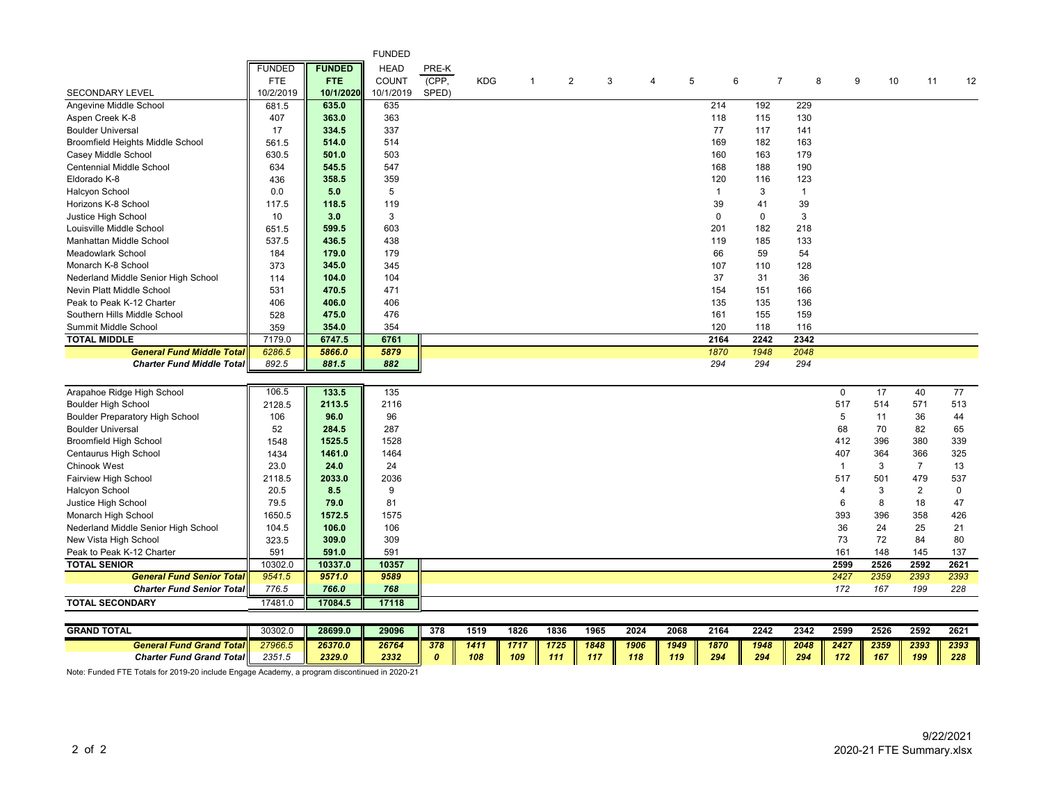| SECONDARY LEVEL | FUNDED FTE 10/2/2019 | **FUNDED FTE 10/1/2020** | FUNDED HEAD COUNT 10/1/2019 | PRE-K (CPP, SPED) | KDG | 1 | 2 | 3 | 4 | 5 | 6 | 7 | 8 | 9 | 10 | 11 | 12 |
|---|---|---|---|---|---|---|---|---|---|---|---|---|---|---|---|---|---|
| Angevine Middle School | 681.5 | **635.0** | 635 | | | | | | | | 214 | 192 | 229 | | | | |
| Aspen Creek K-8 | 407 | **363.0** | 363 | | | | | | | | 118 | 115 | 130 | | | | |
| Boulder Universal | 17 | **334.5** | 337 | | | | | | | | 77 | 117 | 141 | | | | |
| Broomfield Heights Middle School | 561.5 | **514.0** | 514 | | | | | | | | 169 | 182 | 163 | | | | |
| Casey Middle School | 630.5 | **501.0** | 503 | | | | | | | | 160 | 163 | 179 | | | | |
| Centennial Middle School | 634 | **545.5** | 547 | | | | | | | | 168 | 188 | 190 | | | | |
| Eldorado K-8 | 436 | **358.5** | 359 | | | | | | | | 120 | 116 | 123 | | | | |
| Halcyon School | 0.0 | **5.0** | 5 | | | | | | | | 1 | 3 | 1 | | | | |
| Horizons K-8 School | 117.5 | **118.5** | 119 | | | | | | | | 39 | 41 | 39 | | | | |
| Justice High School | 10 | **3.0** | 3 | | | | | | | | 0 | 0 | 3 | | | | |
| Louisville Middle School | 651.5 | **599.5** | 603 | | | | | | | | 201 | 182 | 218 | | | | |
| Manhattan Middle School | 537.5 | **436.5** | 438 | | | | | | | | 119 | 185 | 133 | | | | |
| Meadowlark School | 184 | **179.0** | 179 | | | | | | | | 66 | 59 | 54 | | | | |
| Monarch K-8 School | 373 | **345.0** | 345 | | | | | | | | 107 | 110 | 128 | | | | |
| Nederland Middle Senior High School | 114 | **104.0** | 104 | | | | | | | | 37 | 31 | 36 | | | | |
| Nevin Platt Middle School | 531 | **470.5** | 471 | | | | | | | | 154 | 151 | 166 | | | | |
| Peak to Peak K-12 Charter | 406 | **406.0** | 406 | | | | | | | | 135 | 135 | 136 | | | | |
| Southern Hills Middle School | 528 | **475.0** | 476 | | | | | | | | 161 | 155 | 159 | | | | |
| Summit Middle School | 359 | **354.0** | 354 | | | | | | | | 120 | 118 | 116 | | | | |
| **TOTAL MIDDLE** | 7179.0 | **6747.5** | **6761** | | | | | | | | **2164** | **2242** | **2342** | | | | |
| ***General Fund Middle Total*** | *6286.5* | ***5866.0*** | ***5879*** | | | | | | | | *1870* | *1948* | *2048* | | | | |
| ***Charter Fund Middle Total*** | *892.5* | ***881.5*** | ***882*** | | | | | | | | *294* | *294* | *294* | | | | |
| Arapahoe Ridge High School | 106.5 | **133.5** | 135 | | | | | | | | | | | 0 | 17 | 40 | 77 |
| Boulder High School | 2128.5 | **2113.5** | 2116 | | | | | | | | | | | 517 | 514 | 571 | 513 |
| Boulder Preparatory High School | 106 | **96.0** | 96 | | | | | | | | | | | 5 | 11 | 36 | 44 |
| Boulder Universal | 52 | **284.5** | 287 | | | | | | | | | | | 68 | 70 | 82 | 65 |
| Broomfield High School | 1548 | **1525.5** | 1528 | | | | | | | | | | | 412 | 396 | 380 | 339 |
| Centaurus High School | 1434 | **1461.0** | 1464 | | | | | | | | | | | 407 | 364 | 366 | 325 |
| Chinook West | 23.0 | **24.0** | 24 | | | | | | | | | | | 1 | 3 | 7 | 13 |
| Fairview High School | 2118.5 | **2033.0** | 2036 | | | | | | | | | | | 517 | 501 | 479 | 537 |
| Halcyon School | 20.5 | **8.5** | 9 | | | | | | | | | | | 4 | 3 | 2 | 0 |
| Justice High School | 79.5 | **79.0** | 81 | | | | | | | | | | | 6 | 8 | 18 | 47 |
| Monarch High School | 1650.5 | **1572.5** | 1575 | | | | | | | | | | | 393 | 396 | 358 | 426 |
| Nederland Middle Senior High School | 104.5 | **106.0** | 106 | | | | | | | | | | | 36 | 24 | 25 | 21 |
| New Vista High School | 323.5 | **309.0** | 309 | | | | | | | | | | | 73 | 72 | 84 | 80 |
| Peak to Peak K-12 Charter | 591 | **591.0** | 591 | | | | | | | | | | | 161 | 148 | 145 | 137 |
| **TOTAL SENIOR** | 10302.0 | **10337.0** | **10357** | | | | | | | | | | | **2599** | **2526** | **2592** | **2621** |
| ***General Fund Senior Total*** | *9541.5* | ***9571.0*** | ***9589*** | | | | | | | | | | | *2427* | *2359* | *2393* | *2393* |
| ***Charter Fund Senior Total*** | *776.5* | ***766.0*** | ***768*** | | | | | | | | | | | *172* | *167* | *199* | *228* |
| **TOTAL SECONDARY** | 17481.0 | **17084.5** | **17118** | | | | | | | | | | | | | | |
| **GRAND TOTAL** | 30302.0 | **28699.0** | **29096** | **378** | **1519** | **1826** | **1836** | **1965** | **2024** | **2068** | **2164** | **2242** | **2342** | **2599** | **2526** | **2592** | **2621** |
| ***General Fund Grand Total*** | *27966.5* | ***26370.0*** | ***26764*** | ***378*** | ***1411*** | ***1717*** | ***1725*** | ***1848*** | ***1906*** | ***1949*** | ***1870*** | ***1948*** | ***2048*** | ***2427*** | ***2359*** | ***2393*** | ***2393*** |
| ***Charter Fund Grand Total*** | *2351.5* | ***2329.0*** | ***2332*** | ***0*** | ***108*** | ***109*** | ***111*** | ***117*** | ***118*** | ***119*** | ***294*** | ***294*** | ***294*** | ***172*** | ***167*** | ***199*** | ***228*** |

Note: Funded FTE Totals for 2019-20 include Engage Academy, a program discontinued in 2020-21

9/22/2021
2020-21 FTE Summary.xlsx